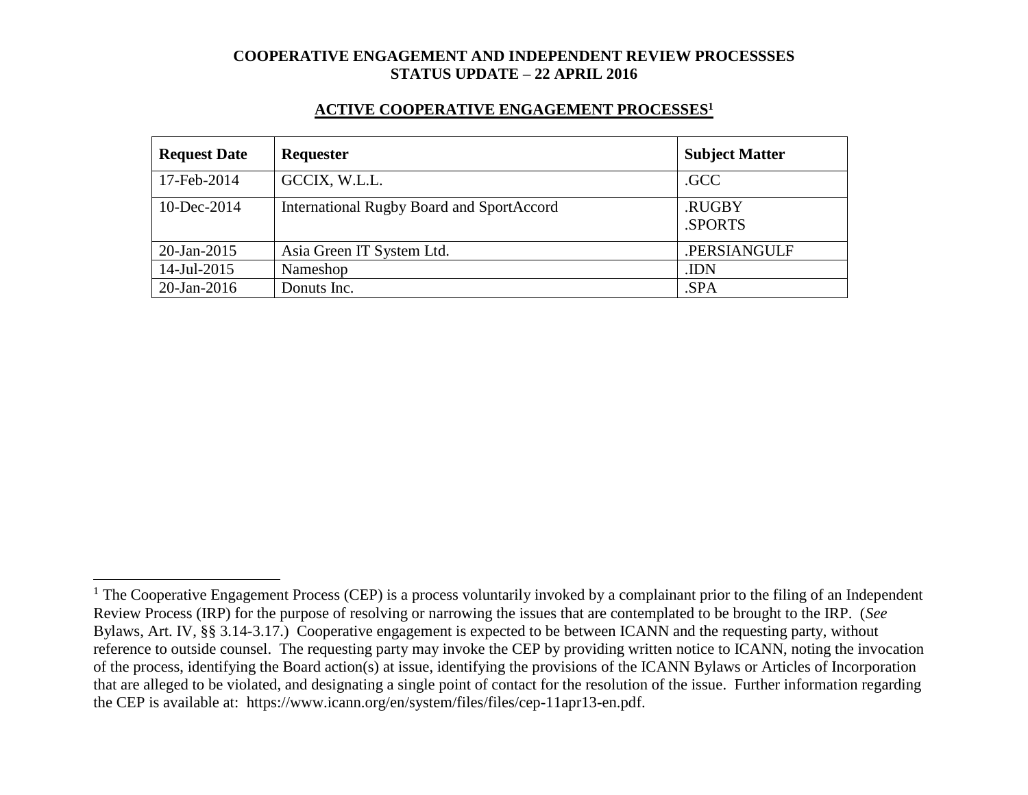**COOPERATIVE ENGAGEMENT AND INDEPENDENT REVIEW PROCESSSES**
**STATUS UPDATE – 22 APRIL 2016**

## ACTIVE COOPERATIVE ENGAGEMENT PROCESSES[1]

| Request Date | Requester | Subject Matter |
|---|---|---|
| 17-Feb-2014 | GCCIX, W.L.L. | .GCC |
| 10-Dec-2014 | International Rugby Board and SportAccord | .RUGBY<br>.SPORTS |
| 20-Jan-2015 | Asia Green IT System Ltd. | .PERSIANGULF |
| 14-Jul-2015 | Nameshop | .IDN |
| 20-Jan-2016 | Donuts Inc. | .SPA |

[1] The Cooperative Engagement Process (CEP) is a process voluntarily invoked by a complainant prior to the filing of an Independent Review Process (IRP) for the purpose of resolving or narrowing the issues that are contemplated to be brought to the IRP. (*See* Bylaws, Art. IV, §§ 3.14-3.17.) Cooperative engagement is expected to be between ICANN and the requesting party, without reference to outside counsel. The requesting party may invoke the CEP by providing written notice to ICANN, noting the invocation of the process, identifying the Board action(s) at issue, identifying the provisions of the ICANN Bylaws or Articles of Incorporation that are alleged to be violated, and designating a single point of contact for the resolution of the issue. Further information regarding the CEP is available at: https://www.icann.org/en/system/files/files/cep-11apr13-en.pdf.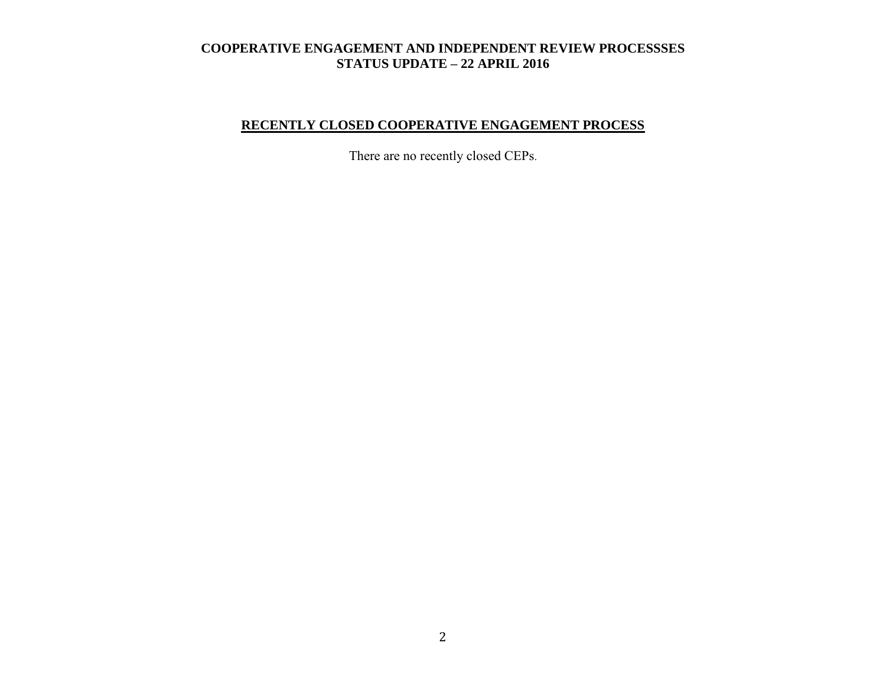# COOPERATIVE ENGAGEMENT AND INDEPENDENT REVIEW PROCESSSES
## STATUS UPDATE – 22 APRIL 2016

## RECENTLY CLOSED COOPERATIVE ENGAGEMENT PROCESS

There are no recently closed CEPs.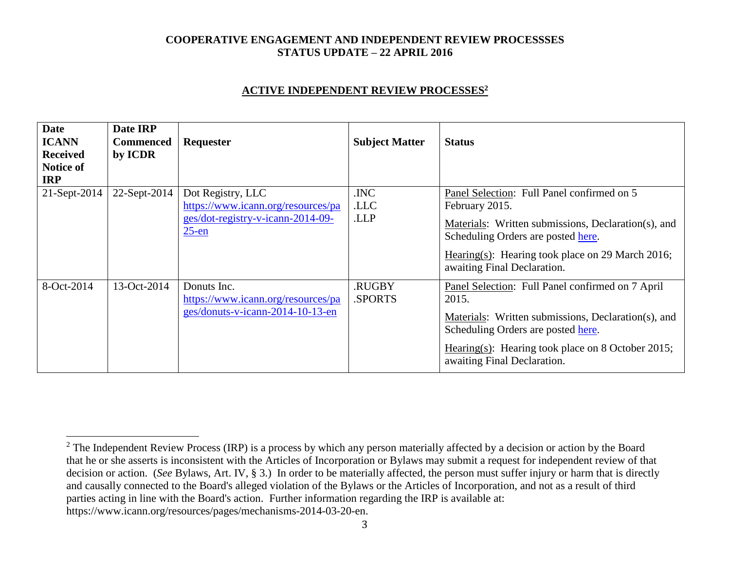**COOPERATIVE ENGAGEMENT AND INDEPENDENT REVIEW PROCESSSES**
**STATUS UPDATE – 22 APRIL 2016**

## ACTIVE INDEPENDENT REVIEW PROCESSES[2]

| Date ICANN Received Notice of IRP | Date IRP Commenced by ICDR | Requester | Subject Matter | Status |
|---|---|---|---|---|
| 21-Sept-2014 | 22-Sept-2014 | Dot Registry, LLC https://www.icann.org/resources/pages/dot-registry-v-icann-2014-09-25-en | .INC .LLC .LLP | Panel Selection: Full Panel confirmed on 5 February 2015. Materials: Written submissions, Declaration(s), and Scheduling Orders are posted here. Hearing(s): Hearing took place on 29 March 2016; awaiting Final Declaration. |
| 8-Oct-2014 | 13-Oct-2014 | Donuts Inc. https://www.icann.org/resources/pages/donuts-v-icann-2014-10-13-en | .RUGBY .SPORTS | Panel Selection: Full Panel confirmed on 7 April 2015. Materials: Written submissions, Declaration(s), and Scheduling Orders are posted here. Hearing(s): Hearing took place on 8 October 2015; awaiting Final Declaration. |

[2] The Independent Review Process (IRP) is a process by which any person materially affected by a decision or action by the Board that he or she asserts is inconsistent with the Articles of Incorporation or Bylaws may submit a request for independent review of that decision or action. (*See* Bylaws, Art. IV, § 3.) In order to be materially affected, the person must suffer injury or harm that is directly and causally connected to the Board's alleged violation of the Bylaws or the Articles of Incorporation, and not as a result of third parties acting in line with the Board's action. Further information regarding the IRP is available at: https://www.icann.org/resources/pages/mechanisms-2014-03-20-en.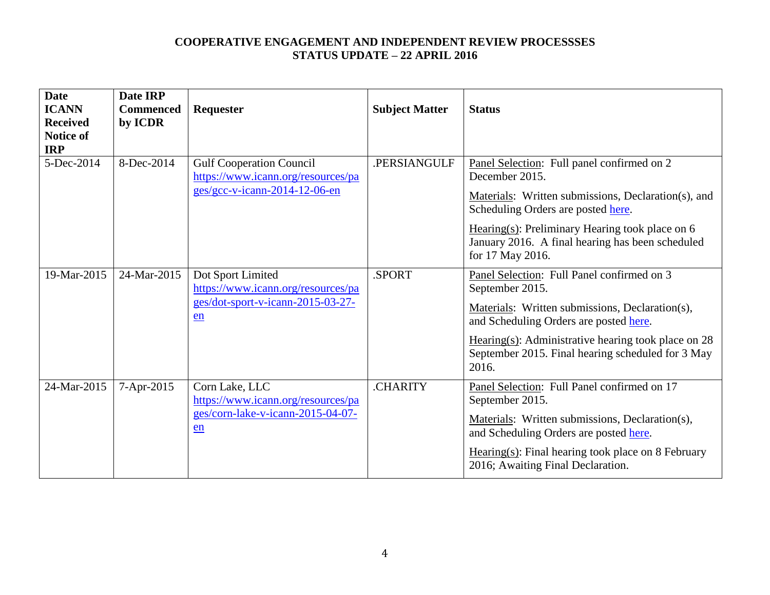**COOPERATIVE ENGAGEMENT AND INDEPENDENT REVIEW PROCESSSES**
**STATUS UPDATE – 22 APRIL 2016**

| Date ICANN Received Notice of IRP | Date IRP Commenced by ICDR | Requester | Subject Matter | Status |
|---|---|---|---|---|
| 5-Dec-2014 | 8-Dec-2014 | Gulf Cooperation Council https://www.icann.org/resources/pages/gcc-v-icann-2014-12-06-en | .PERSIANGULF | Panel Selection: Full panel confirmed on 2 December 2015.<br><br>Materials: Written submissions, Declaration(s), and Scheduling Orders are posted here.<br><br>Hearing(s): Preliminary Hearing took place on 6 January 2016. A final hearing has been scheduled for 17 May 2016. |
| 19-Mar-2015 | 24-Mar-2015 | Dot Sport Limited https://www.icann.org/resources/pages/dot-sport-v-icann-2015-03-27-en | .SPORT | Panel Selection: Full Panel confirmed on 3 September 2015.<br><br>Materials: Written submissions, Declaration(s), and Scheduling Orders are posted here.<br><br>Hearing(s): Administrative hearing took place on 28 September 2015. Final hearing scheduled for 3 May 2016. |
| 24-Mar-2015 | 7-Apr-2015 | Corn Lake, LLC https://www.icann.org/resources/pages/corn-lake-v-icann-2015-04-07-en | .CHARITY | Panel Selection: Full Panel confirmed on 17 September 2015.<br><br>Materials: Written submissions, Declaration(s), and Scheduling Orders are posted here.<br><br>Hearing(s): Final hearing took place on 8 February 2016; Awaiting Final Declaration. |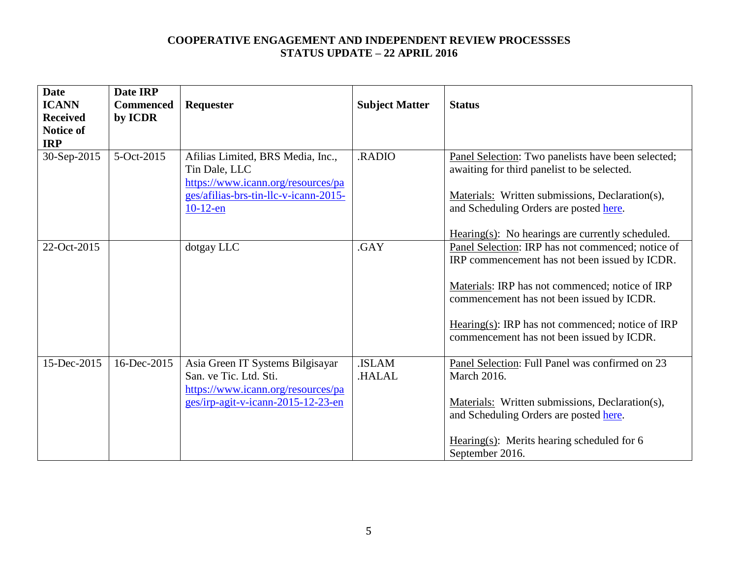**COOPERATIVE ENGAGEMENT AND INDEPENDENT REVIEW PROCESSSES**
**STATUS UPDATE – 22 APRIL 2016**

| Date ICANN Received Notice of IRP | Date IRP Commenced by ICDR | Requester | Subject Matter | Status |
|---|---|---|---|---|
| 30-Sep-2015 | 5-Oct-2015 | Afilias Limited, BRS Media, Inc., Tin Dale, LLC https://www.icann.org/resources/pages/afilias-brs-tin-llc-v-icann-2015-10-12-en | .RADIO | Panel Selection: Two panelists have been selected; awaiting for third panelist to be selected. <br><br> Materials: Written submissions, Declaration(s), and Scheduling Orders are posted here. <br><br> Hearing(s): No hearings are currently scheduled. |
| 22-Oct-2015 | | dotgay LLC | .GAY | Panel Selection: IRP has not commenced; notice of IRP commencement has not been issued by ICDR. <br><br> Materials: IRP has not commenced; notice of IRP commencement has not been issued by ICDR. <br><br> Hearing(s): IRP has not commenced; notice of IRP commencement has not been issued by ICDR. |
| 15-Dec-2015 | 16-Dec-2015 | Asia Green IT Systems Bilgisayar San. ve Tic. Ltd. Sti. https://www.icann.org/resources/pages/irp-agit-v-icann-2015-12-23-en | .ISLAM .HALAL | Panel Selection: Full Panel was confirmed on 23 March 2016. <br><br> Materials: Written submissions, Declaration(s), and Scheduling Orders are posted here. <br><br> Hearing(s): Merits hearing scheduled for 6 September 2016. |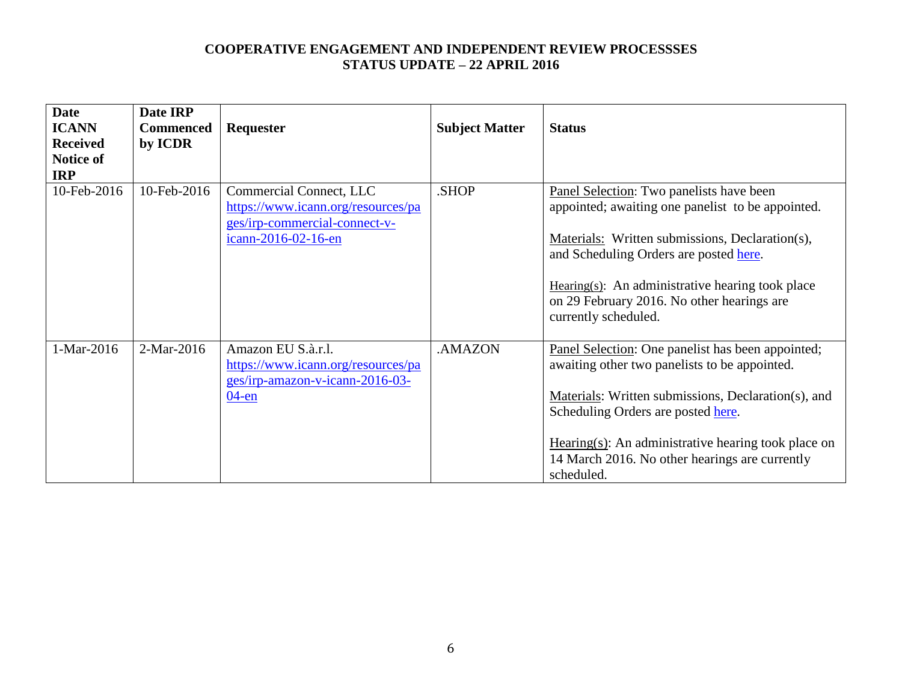**COOPERATIVE ENGAGEMENT AND INDEPENDENT REVIEW PROCESSSES**
**STATUS UPDATE – 22 APRIL 2016**

| Date ICANN Received Notice of IRP | Date IRP Commenced by ICDR | Requester | Subject Matter | Status |
|---|---|---|---|---|
| 10-Feb-2016 | 10-Feb-2016 | Commercial Connect, LLC [https://www.icann.org/resources/pages/irp-commercial-connect-v-icann-2016-02-16-en](https://www.icann.org/resources/pages/irp-commercial-connect-v-icann-2016-02-16-en) | .SHOP | Panel Selection: Two panelists have been appointed; awaiting one panelist to be appointed.<br><br>Materials: Written submissions, Declaration(s), and Scheduling Orders are posted here.<br><br>Hearing(s): An administrative hearing took place on 29 February 2016. No other hearings are currently scheduled. |
| 1-Mar-2016 | 2-Mar-2016 | Amazon EU S.à.r.l. [https://www.icann.org/resources/pages/irp-amazon-v-icann-2016-03-04-en](https://www.icann.org/resources/pages/irp-amazon-v-icann-2016-03-04-en) | .AMAZON | Panel Selection: One panelist has been appointed; awaiting other two panelists to be appointed.<br><br>Materials: Written submissions, Declaration(s), and Scheduling Orders are posted here.<br><br>Hearing(s): An administrative hearing took place on 14 March 2016. No other hearings are currently scheduled. |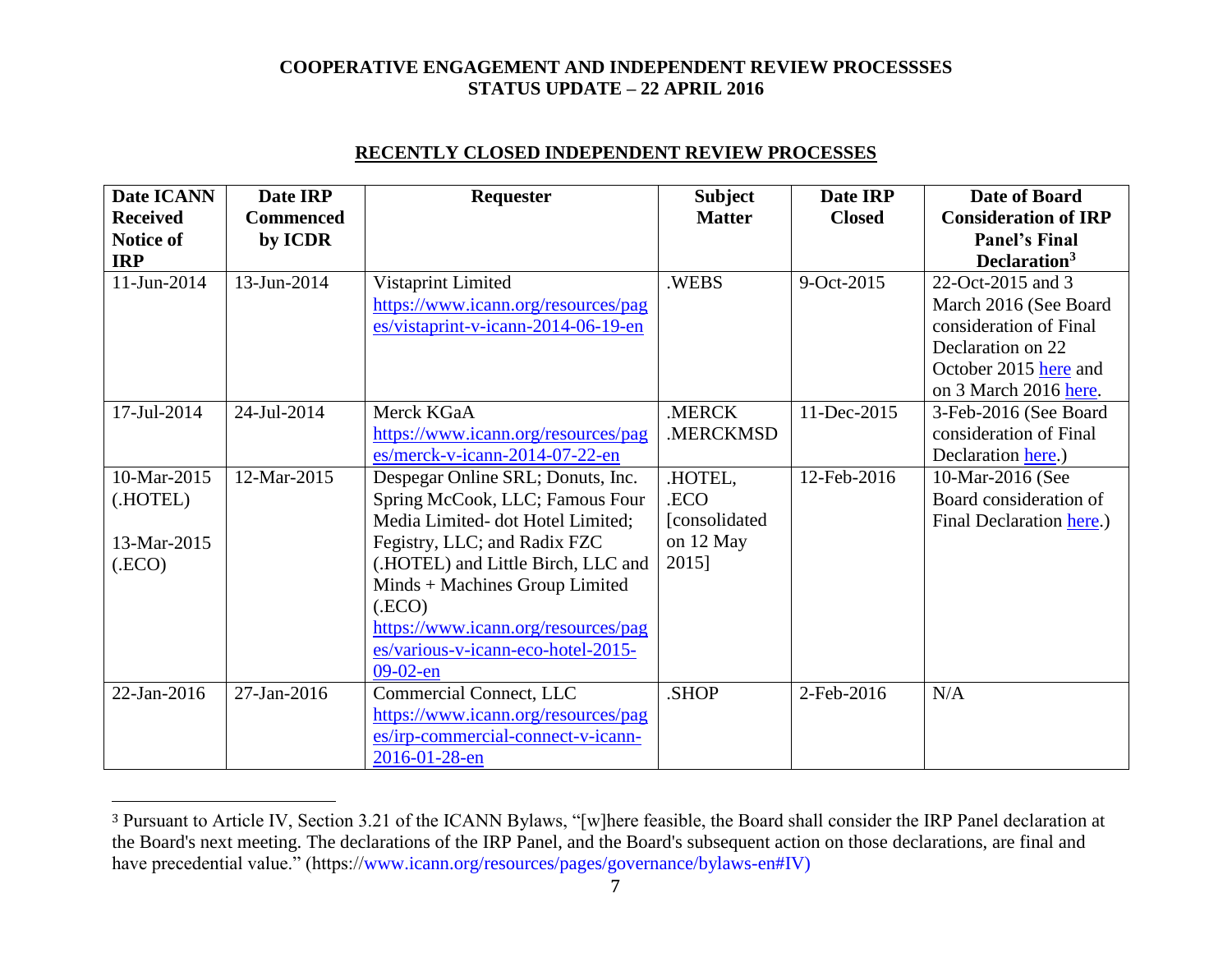**COOPERATIVE ENGAGEMENT AND INDEPENDENT REVIEW PROCESSSES**
**STATUS UPDATE – 22 APRIL 2016**

## RECENTLY CLOSED INDEPENDENT REVIEW PROCESSES

| Date ICANN Received Notice of IRP | Date IRP Commenced by ICDR | Requester | Subject Matter | Date IRP Closed | Date of Board Consideration of IRP Panel's Final Declaration[3] |
|---|---|---|---|---|---|
| 11-Jun-2014 | 13-Jun-2014 | Vistaprint Limited https://www.icann.org/resources/pages/vistaprint-v-icann-2014-06-19-en | .WEBS | 9-Oct-2015 | 22-Oct-2015 and 3 March 2016 (See Board consideration of Final Declaration on 22 October 2015 here and on 3 March 2016 here. |
| 17-Jul-2014 | 24-Jul-2014 | Merck KGaA https://www.icann.org/resources/pages/merck-v-icann-2014-07-22-en | .MERCK .MERCKMSD | 11-Dec-2015 | 3-Feb-2016 (See Board consideration of Final Declaration here.) |
| 10-Mar-2015 (.HOTEL) 13-Mar-2015 (.ECO) | 12-Mar-2015 | Despegar Online SRL; Donuts, Inc. Spring McCook, LLC; Famous Four Media Limited- dot Hotel Limited; Fegistry, LLC; and Radix FZC (.HOTEL) and Little Birch, LLC and Minds + Machines Group Limited (.ECO) https://www.icann.org/resources/pages/various-v-icann-eco-hotel-2015-09-02-en | .HOTEL, .ECO [consolidated on 12 May 2015] | 12-Feb-2016 | 10-Mar-2016 (See Board consideration of Final Declaration here.) |
| 22-Jan-2016 | 27-Jan-2016 | Commercial Connect, LLC https://www.icann.org/resources/pages/irp-commercial-connect-v-icann-2016-01-28-en | .SHOP | 2-Feb-2016 | N/A |

[3] Pursuant to Article IV, Section 3.21 of the ICANN Bylaws, "[w]here feasible, the Board shall consider the IRP Panel declaration at the Board's next meeting. The declarations of the IRP Panel, and the Board's subsequent action on those declarations, are final and have precedential value." (https://www.icann.org/resources/pages/governance/bylaws-en#IV)